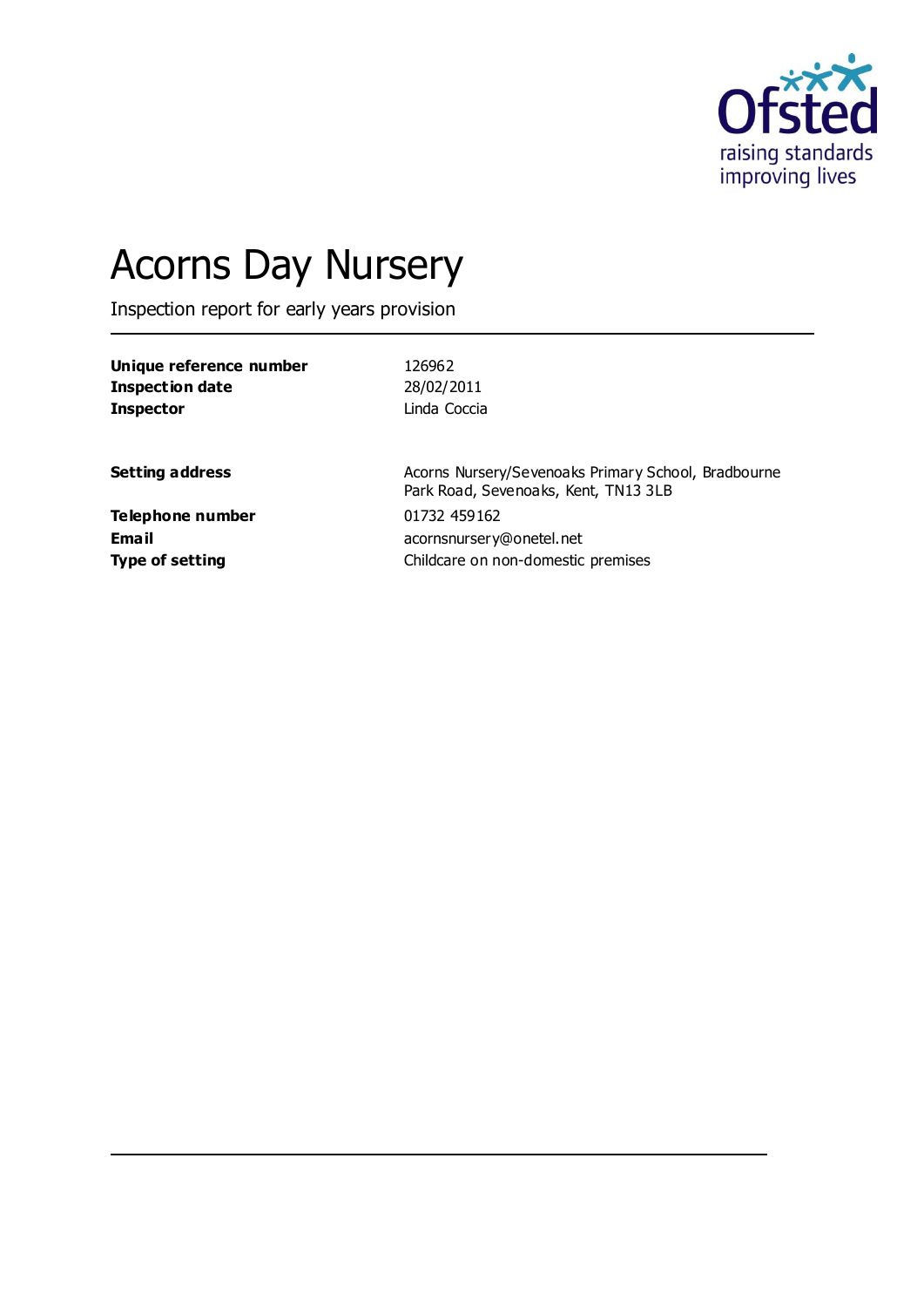Ofsted
raising standards
improving lives

# Acorns Day Nursery

Inspection report for early years provision

| | |
|---|---|
| **Unique reference number** | 126962 |
| **Inspection date** | 28/02/2011 |
| **Inspector** | Linda Coccia |

| | |
|---|---|
| **Setting address** | Acorns Nursery/Sevenoaks Primary School, Bradbourne Park Road, Sevenoaks, Kent, TN13 3LB |
| **Telephone number** | 01732 459162 |
| **Email** | acornsnursery@onetel.net |
| **Type of setting** | Childcare on non-domestic premises |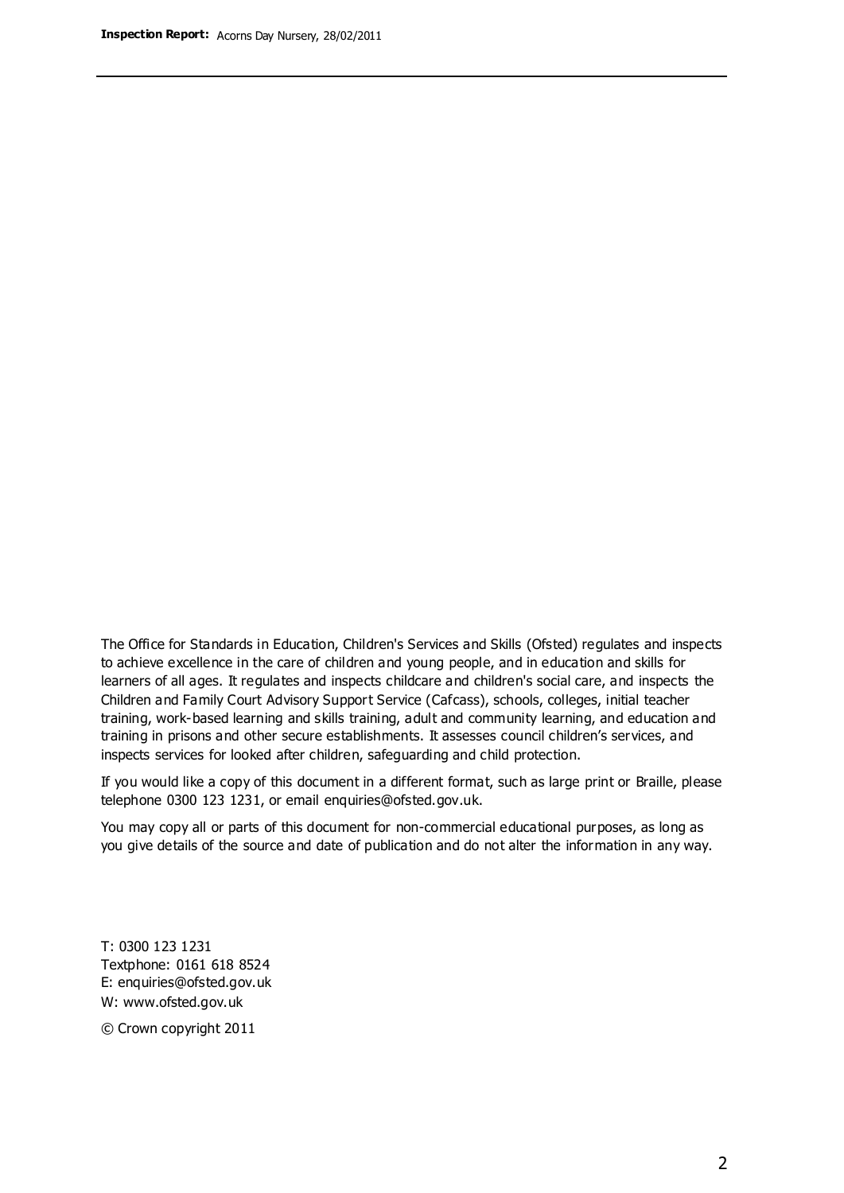The Office for Standards in Education, Children's Services and Skills (Ofsted) regulates and inspects to achieve excellence in the care of children and young people, and in education and skills for learners of all ages. It regulates and inspects childcare and children's social care, and inspects the Children and Family Court Advisory Support Service (Cafcass), schools, colleges, initial teacher training, work-based learning and skills training, adult and community learning, and education and training in prisons and other secure establishments. It assesses council children's services, and inspects services for looked after children, safeguarding and child protection.

If you would like a copy of this document in a different format, such as large print or Braille, please telephone 0300 123 1231, or email enquiries@ofsted.gov.uk.

You may copy all or parts of this document for non-commercial educational purposes, as long as you give details of the source and date of publication and do not alter the information in any way.

T: 0300 123 1231
Textphone: 0161 618 8524
E: enquiries@ofsted.gov.uk
W: www.ofsted.gov.uk

© Crown copyright 2011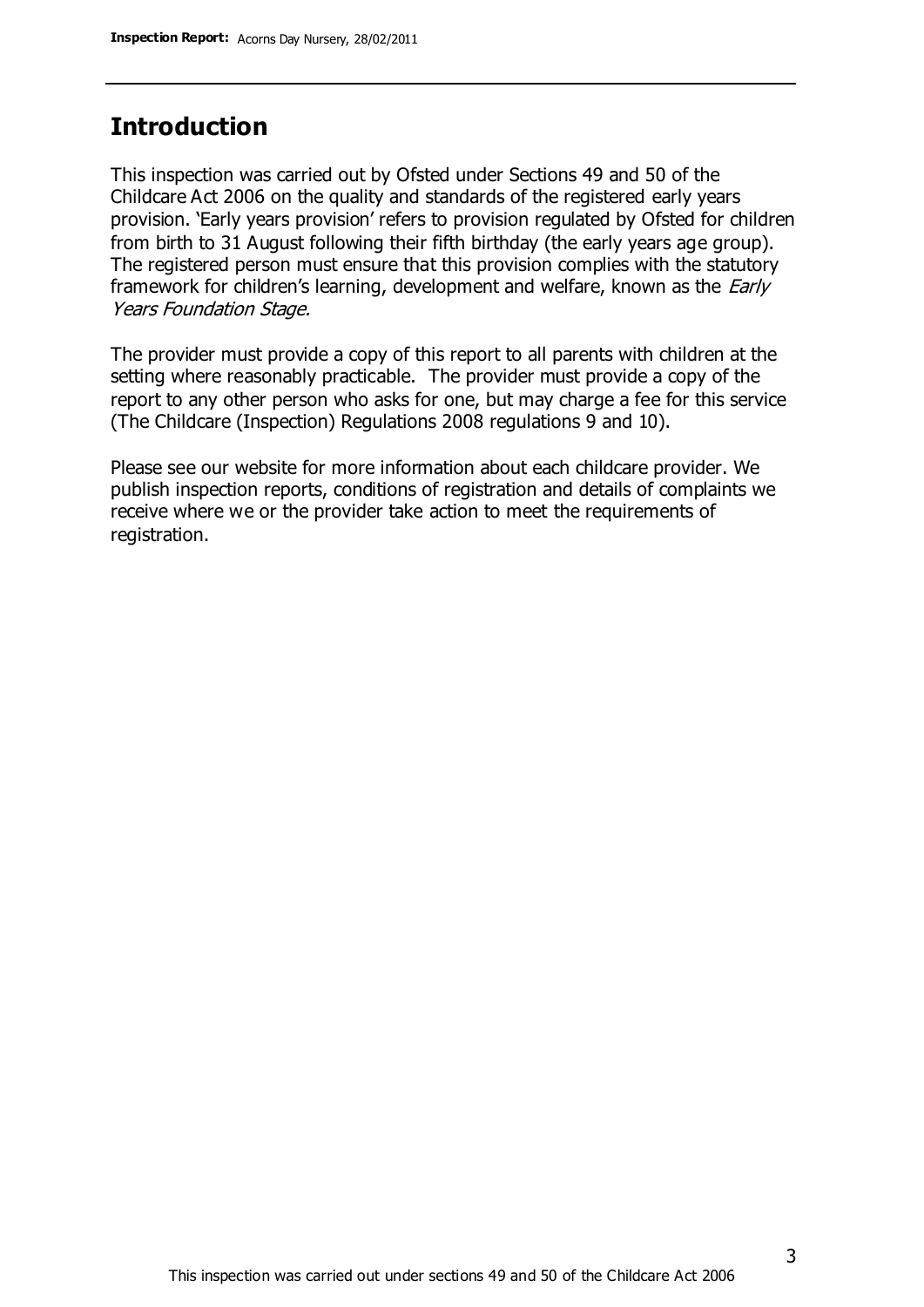## Introduction

This inspection was carried out by Ofsted under Sections 49 and 50 of the Childcare Act 2006 on the quality and standards of the registered early years provision. 'Early years provision' refers to provision regulated by Ofsted for children from birth to 31 August following their fifth birthday (the early years age group). The registered person must ensure that this provision complies with the statutory framework for children's learning, development and welfare, known as the *Early Years Foundation Stage.*

The provider must provide a copy of this report to all parents with children at the setting where reasonably practicable. The provider must provide a copy of the report to any other person who asks for one, but may charge a fee for this service (The Childcare (Inspection) Regulations 2008 regulations 9 and 10).

Please see our website for more information about each childcare provider. We publish inspection reports, conditions of registration and details of complaints we receive where we or the provider take action to meet the requirements of registration.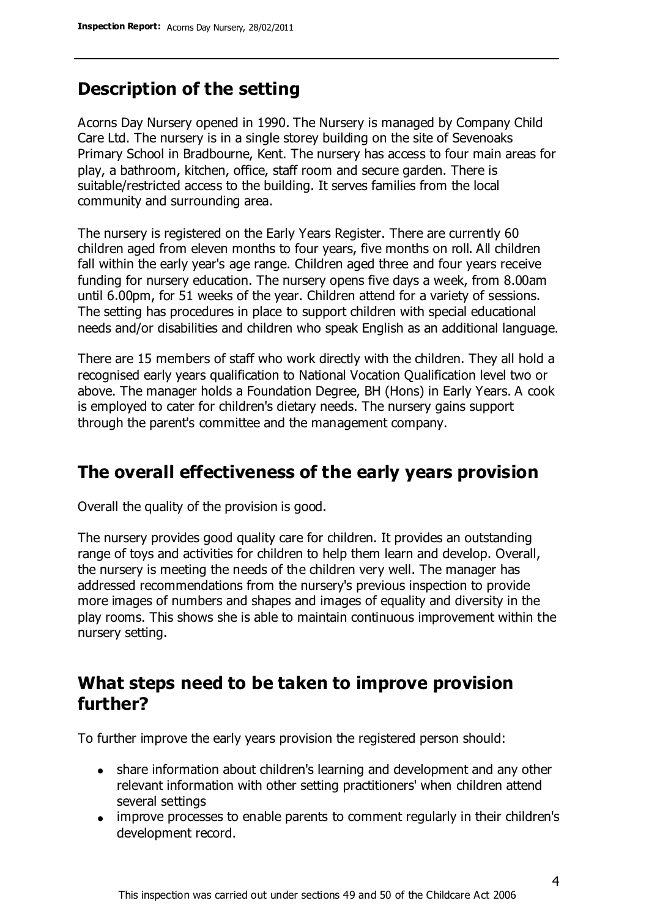## Description of the setting

Acorns Day Nursery opened in 1990. The Nursery is managed by Company Child Care Ltd. The nursery is in a single storey building on the site of Sevenoaks Primary School in Bradbourne, Kent. The nursery has access to four main areas for play, a bathroom, kitchen, office, staff room and secure garden. There is suitable/restricted access to the building. It serves families from the local community and surrounding area.

The nursery is registered on the Early Years Register. There are currently 60 children aged from eleven months to four years, five months on roll. All children fall within the early year's age range. Children aged three and four years receive funding for nursery education. The nursery opens five days a week, from 8.00am until 6.00pm, for 51 weeks of the year. Children attend for a variety of sessions. The setting has procedures in place to support children with special educational needs and/or disabilities and children who speak English as an additional language.

There are 15 members of staff who work directly with the children. They all hold a recognised early years qualification to National Vocation Qualification level two or above. The manager holds a Foundation Degree, BH (Hons) in Early Years. A cook is employed to cater for children's dietary needs. The nursery gains support through the parent's committee and the management company.

## The overall effectiveness of the early years provision

Overall the quality of the provision is good.

The nursery provides good quality care for children. It provides an outstanding range of toys and activities for children to help them learn and develop. Overall, the nursery is meeting the needs of the children very well. The manager has addressed recommendations from the nursery's previous inspection to provide more images of numbers and shapes and images of equality and diversity in the play rooms. This shows she is able to maintain continuous improvement within the nursery setting.

## What steps need to be taken to improve provision further?

To further improve the early years provision the registered person should:

- share information about children's learning and development and any other relevant information with other setting practitioners' when children attend several settings
- improve processes to enable parents to comment regularly in their children's development record.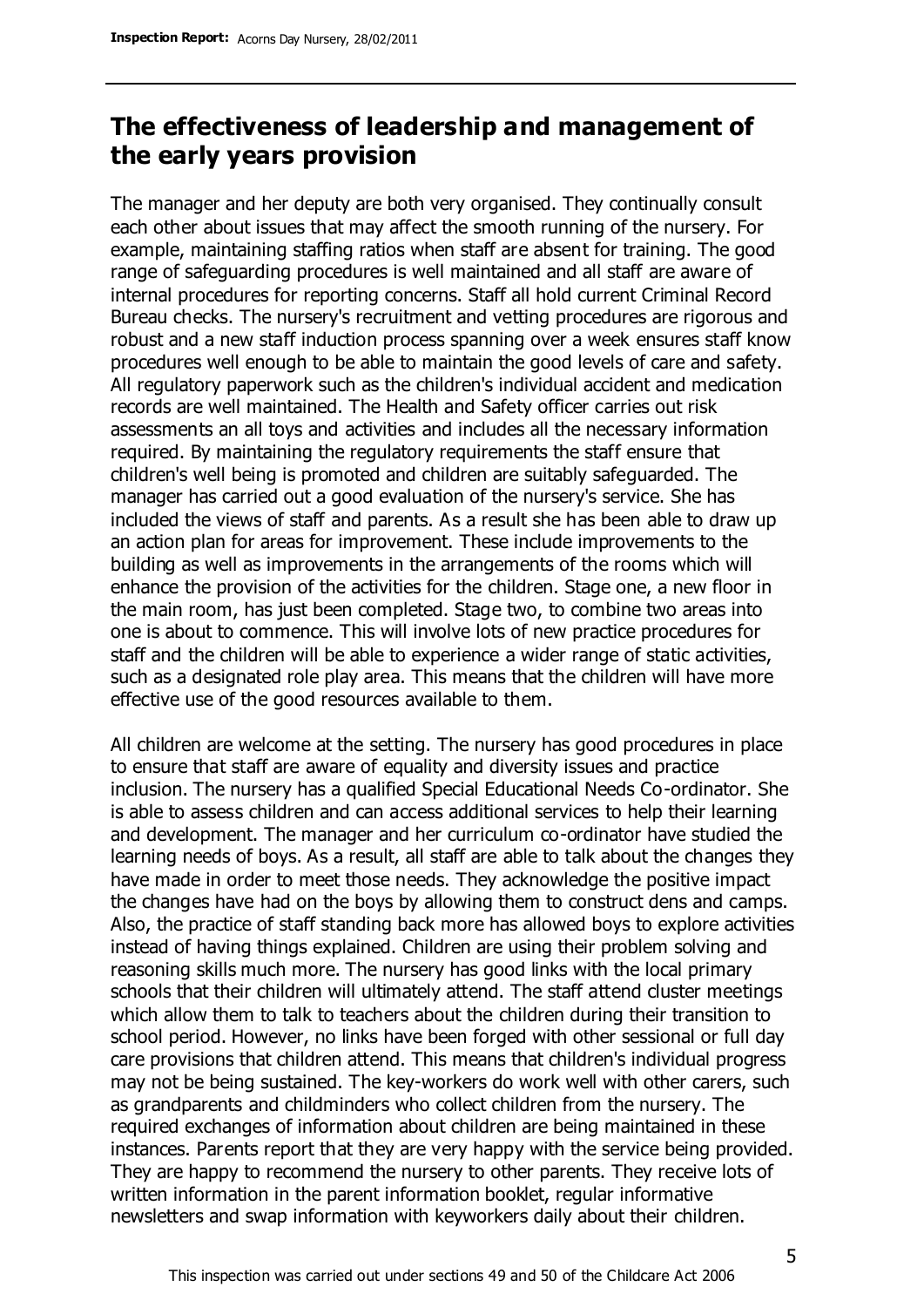## The effectiveness of leadership and management of the early years provision

The manager and her deputy are both very organised. They continually consult each other about issues that may affect the smooth running of the nursery. For example, maintaining staffing ratios when staff are absent for training. The good range of safeguarding procedures is well maintained and all staff are aware of internal procedures for reporting concerns. Staff all hold current Criminal Record Bureau checks. The nursery's recruitment and vetting procedures are rigorous and robust and a new staff induction process spanning over a week ensures staff know procedures well enough to be able to maintain the good levels of care and safety. All regulatory paperwork such as the children's individual accident and medication records are well maintained. The Health and Safety officer carries out risk assessments an all toys and activities and includes all the necessary information required. By maintaining the regulatory requirements the staff ensure that children's well being is promoted and children are suitably safeguarded. The manager has carried out a good evaluation of the nursery's service. She has included the views of staff and parents. As a result she has been able to draw up an action plan for areas for improvement. These include improvements to the building as well as improvements in the arrangements of the rooms which will enhance the provision of the activities for the children. Stage one, a new floor in the main room, has just been completed. Stage two, to combine two areas into one is about to commence. This will involve lots of new practice procedures for staff and the children will be able to experience a wider range of static activities, such as a designated role play area. This means that the children will have more effective use of the good resources available to them.

All children are welcome at the setting. The nursery has good procedures in place to ensure that staff are aware of equality and diversity issues and practice inclusion. The nursery has a qualified Special Educational Needs Co-ordinator. She is able to assess children and can access additional services to help their learning and development. The manager and her curriculum co-ordinator have studied the learning needs of boys. As a result, all staff are able to talk about the changes they have made in order to meet those needs. They acknowledge the positive impact the changes have had on the boys by allowing them to construct dens and camps. Also, the practice of staff standing back more has allowed boys to explore activities instead of having things explained. Children are using their problem solving and reasoning skills much more. The nursery has good links with the local primary schools that their children will ultimately attend. The staff attend cluster meetings which allow them to talk to teachers about the children during their transition to school period. However, no links have been forged with other sessional or full day care provisions that children attend. This means that children's individual progress may not be being sustained. The key-workers do work well with other carers, such as grandparents and childminders who collect children from the nursery. The required exchanges of information about children are being maintained in these instances. Parents report that they are very happy with the service being provided. They are happy to recommend the nursery to other parents. They receive lots of written information in the parent information booklet, regular informative newsletters and swap information with keyworkers daily about their children.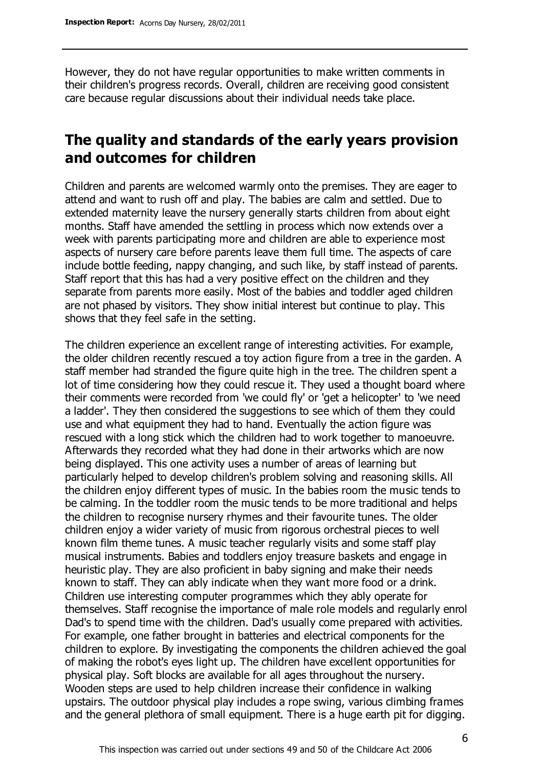However, they do not have regular opportunities to make written comments in their children's progress records. Overall, children are receiving good consistent care because regular discussions about their individual needs take place.

## The quality and standards of the early years provision and outcomes for children

Children and parents are welcomed warmly onto the premises. They are eager to attend and want to rush off and play. The babies are calm and settled. Due to extended maternity leave the nursery generally starts children from about eight months. Staff have amended the settling in process which now extends over a week with parents participating more and children are able to experience most aspects of nursery care before parents leave them full time. The aspects of care include bottle feeding, nappy changing, and such like, by staff instead of parents. Staff report that this has had a very positive effect on the children and they separate from parents more easily. Most of the babies and toddler aged children are not phased by visitors. They show initial interest but continue to play. This shows that they feel safe in the setting.

The children experience an excellent range of interesting activities. For example, the older children recently rescued a toy action figure from a tree in the garden. A staff member had stranded the figure quite high in the tree. The children spent a lot of time considering how they could rescue it. They used a thought board where their comments were recorded from 'we could fly' or 'get a helicopter' to 'we need a ladder'. They then considered the suggestions to see which of them they could use and what equipment they had to hand. Eventually the action figure was rescued with a long stick which the children had to work together to manoeuvre. Afterwards they recorded what they had done in their artworks which are now being displayed. This one activity uses a number of areas of learning but particularly helped to develop children's problem solving and reasoning skills. All the children enjoy different types of music. In the babies room the music tends to be calming. In the toddler room the music tends to be more traditional and helps the children to recognise nursery rhymes and their favourite tunes. The older children enjoy a wider variety of music from rigorous orchestral pieces to well known film theme tunes. A music teacher regularly visits and some staff play musical instruments. Babies and toddlers enjoy treasure baskets and engage in heuristic play. They are also proficient in baby signing and make their needs known to staff. They can ably indicate when they want more food or a drink. Children use interesting computer programmes which they ably operate for themselves. Staff recognise the importance of male role models and regularly enrol Dad's to spend time with the children. Dad's usually come prepared with activities. For example, one father brought in batteries and electrical components for the children to explore. By investigating the components the children achieved the goal of making the robot's eyes light up. The children have excellent opportunities for physical play. Soft blocks are available for all ages throughout the nursery. Wooden steps are used to help children increase their confidence in walking upstairs. The outdoor physical play includes a rope swing, various climbing frames and the general plethora of small equipment. There is a huge earth pit for digging.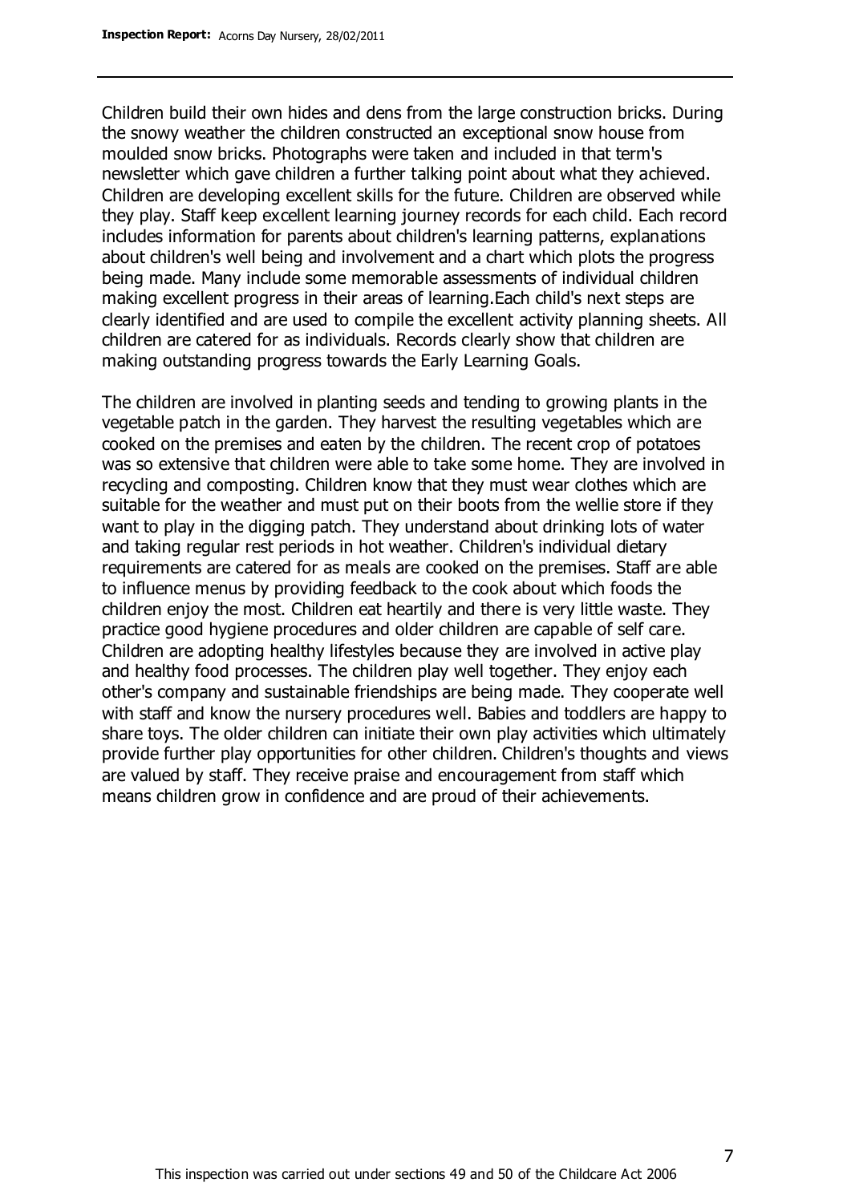Children build their own hides and dens from the large construction bricks. During the snowy weather the children constructed an exceptional snow house from moulded snow bricks. Photographs were taken and included in that term's newsletter which gave children a further talking point about what they achieved. Children are developing excellent skills for the future. Children are observed while they play. Staff keep excellent learning journey records for each child. Each record includes information for parents about children's learning patterns, explanations about children's well being and involvement and a chart which plots the progress being made. Many include some memorable assessments of individual children making excellent progress in their areas of learning.Each child's next steps are clearly identified and are used to compile the excellent activity planning sheets. All children are catered for as individuals. Records clearly show that children are making outstanding progress towards the Early Learning Goals.

The children are involved in planting seeds and tending to growing plants in the vegetable patch in the garden. They harvest the resulting vegetables which are cooked on the premises and eaten by the children. The recent crop of potatoes was so extensive that children were able to take some home. They are involved in recycling and composting. Children know that they must wear clothes which are suitable for the weather and must put on their boots from the wellie store if they want to play in the digging patch. They understand about drinking lots of water and taking regular rest periods in hot weather. Children's individual dietary requirements are catered for as meals are cooked on the premises. Staff are able to influence menus by providing feedback to the cook about which foods the children enjoy the most. Children eat heartily and there is very little waste. They practice good hygiene procedures and older children are capable of self care. Children are adopting healthy lifestyles because they are involved in active play and healthy food processes. The children play well together. They enjoy each other's company and sustainable friendships are being made. They cooperate well with staff and know the nursery procedures well. Babies and toddlers are happy to share toys. The older children can initiate their own play activities which ultimately provide further play opportunities for other children. Children's thoughts and views are valued by staff. They receive praise and encouragement from staff which means children grow in confidence and are proud of their achievements.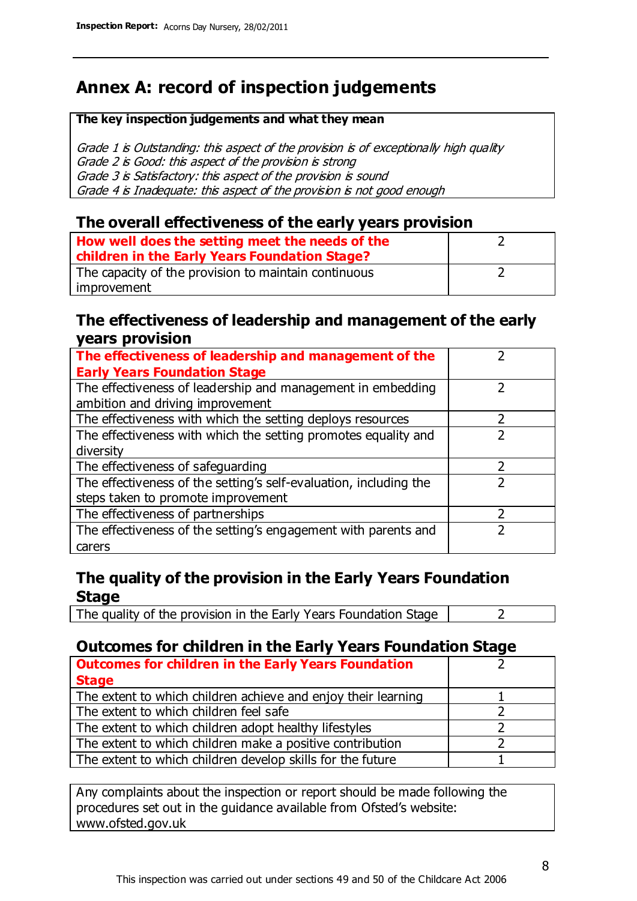# Annex A: record of inspection judgements

| **The key inspection judgements and what they mean** |
|---|
| *Grade 1 is Outstanding: this aspect of the provision is of exceptionally high quality*<br>*Grade 2 is Good: this aspect of the provision is strong*<br>*Grade 3 is Satisfactory: this aspect of the provision is sound*<br>*Grade 4 is Inadequate: this aspect of the provision is not good enough* |

## The overall effectiveness of the early years provision

| | |
|---|---|
| **How well does the setting meet the needs of the children in the Early Years Foundation Stage?** | 2 |
| The capacity of the provision to maintain continuous improvement | 2 |

## The effectiveness of leadership and management of the early years provision

| | |
|---|---|
| **The effectiveness of leadership and management of the Early Years Foundation Stage** | 2 |
| The effectiveness of leadership and management in embedding ambition and driving improvement | 2 |
| The effectiveness with which the setting deploys resources | 2 |
| The effectiveness with which the setting promotes equality and diversity | 2 |
| The effectiveness of safeguarding | 2 |
| The effectiveness of the setting's self-evaluation, including the steps taken to promote improvement | 2 |
| The effectiveness of partnerships | 2 |
| The effectiveness of the setting's engagement with parents and carers | 2 |

## The quality of the provision in the Early Years Foundation Stage

| | |
|---|---|
| The quality of the provision in the Early Years Foundation Stage | 2 |

## Outcomes for children in the Early Years Foundation Stage

| | |
|---|---|
| **Outcomes for children in the Early Years Foundation Stage** | 2 |
| The extent to which children achieve and enjoy their learning | 1 |
| The extent to which children feel safe | 2 |
| The extent to which children adopt healthy lifestyles | 2 |
| The extent to which children make a positive contribution | 2 |
| The extent to which children develop skills for the future | 1 |

Any complaints about the inspection or report should be made following the procedures set out in the guidance available from Ofsted's website: www.ofsted.gov.uk

This inspection was carried out under sections 49 and 50 of the Childcare Act 2006